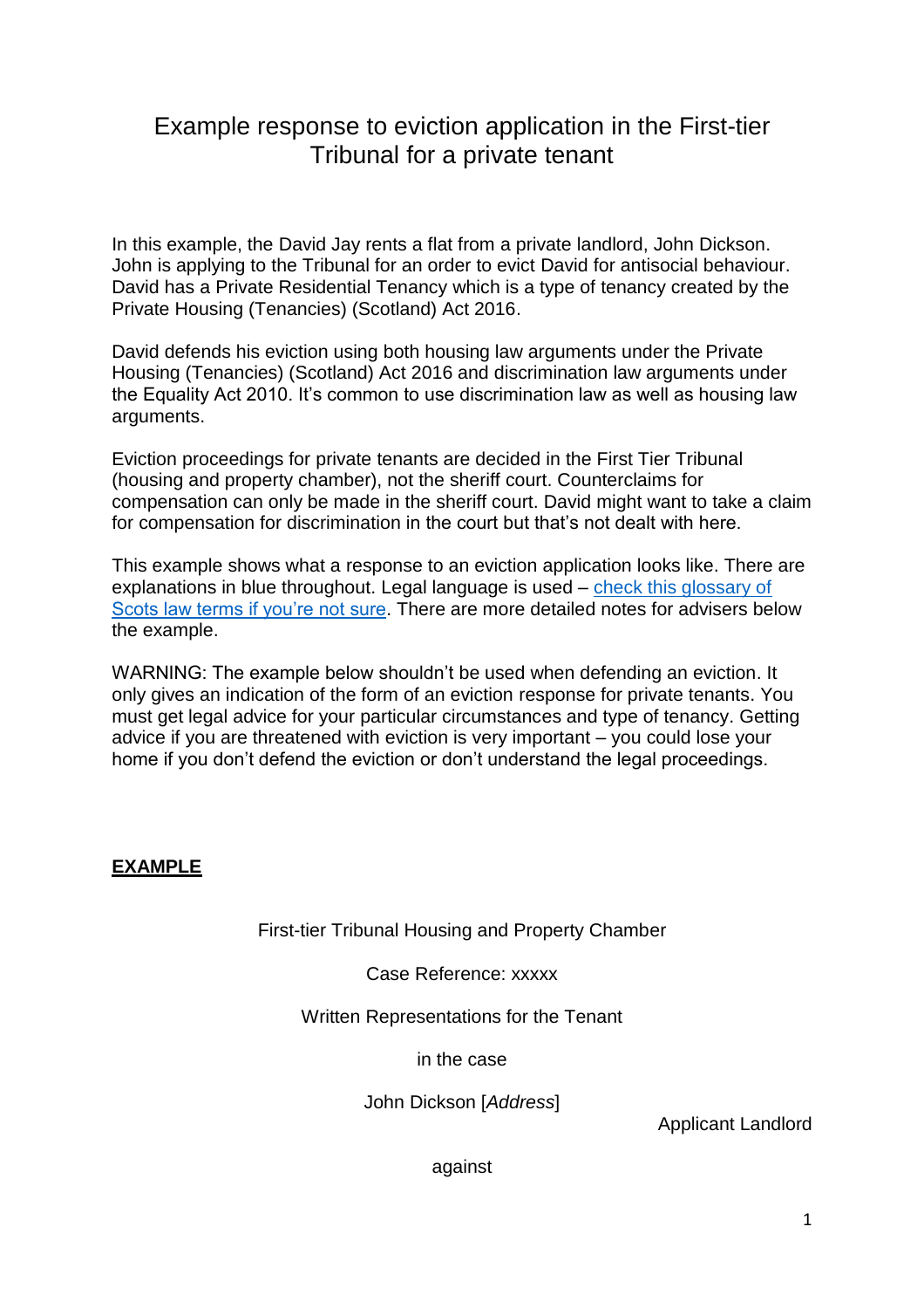# Example response to eviction application in the First-tier Tribunal for a private tenant

In this example, the David Jay rents a flat from a private landlord, John Dickson. John is applying to the Tribunal for an order to evict David for antisocial behaviour. David has a Private Residential Tenancy which is a type of tenancy created by the Private Housing (Tenancies) (Scotland) Act 2016.

David defends his eviction using both housing law arguments under the Private Housing (Tenancies) (Scotland) Act 2016 and discrimination law arguments under the Equality Act 2010. It's common to use discrimination law as well as housing law arguments.

Eviction proceedings for private tenants are decided in the First Tier Tribunal (housing and property chamber), not the sheriff court. Counterclaims for compensation can only be made in the sheriff court. David might want to take a claim for compensation for discrimination in the court but that's not dealt with here.

This example shows what a response to an eviction application looks like. There are explanations in blue throughout. Legal language is used – [check this glossary of Scots law terms if you're not sure](). There are more detailed notes for advisers below the example.

WARNING: The example below shouldn't be used when defending an eviction. It only gives an indication of the form of an eviction response for private tenants. You must get legal advice for your particular circumstances and type of tenancy. Getting advice if you are threatened with eviction is very important – you could lose your home if you don't defend the eviction or don't understand the legal proceedings.

**EXAMPLE**

First-tier Tribunal Housing and Property Chamber

Case Reference: xxxxx

Written Representations for the Tenant

in the case

John Dickson [*Address*]

Applicant Landlord

against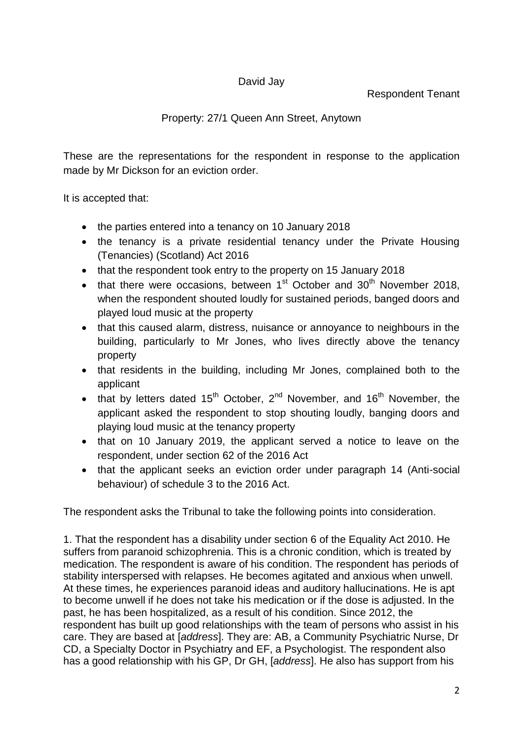David Jay

Respondent Tenant

Property: 27/1 Queen Ann Street, Anytown

These are the representations for the respondent in response to the application made by Mr Dickson for an eviction order.

It is accepted that:

- the parties entered into a tenancy on 10 January 2018
- the tenancy is a private residential tenancy under the Private Housing (Tenancies) (Scotland) Act 2016
- that the respondent took entry to the property on 15 January 2018
- that there were occasions, between 1st October and 30th November 2018, when the respondent shouted loudly for sustained periods, banged doors and played loud music at the property
- that this caused alarm, distress, nuisance or annoyance to neighbours in the building, particularly to Mr Jones, who lives directly above the tenancy property
- that residents in the building, including Mr Jones, complained both to the applicant
- that by letters dated 15th October, 2nd November, and 16th November, the applicant asked the respondent to stop shouting loudly, banging doors and playing loud music at the tenancy property
- that on 10 January 2019, the applicant served a notice to leave on the respondent, under section 62 of the 2016 Act
- that the applicant seeks an eviction order under paragraph 14 (Anti-social behaviour) of schedule 3 to the 2016 Act.

The respondent asks the Tribunal to take the following points into consideration.

1. That the respondent has a disability under section 6 of the Equality Act 2010. He suffers from paranoid schizophrenia. This is a chronic condition, which is treated by medication. The respondent is aware of his condition. The respondent has periods of stability interspersed with relapses. He becomes agitated and anxious when unwell. At these times, he experiences paranoid ideas and auditory hallucinations. He is apt to become unwell if he does not take his medication or if the dose is adjusted. In the past, he has been hospitalized, as a result of his condition. Since 2012, the respondent has built up good relationships with the team of persons who assist in his care. They are based at [*address*]. They are: AB, a Community Psychiatric Nurse, Dr CD, a Specialty Doctor in Psychiatry and EF, a Psychologist. The respondent also has a good relationship with his GP, Dr GH, [*address*]. He also has support from his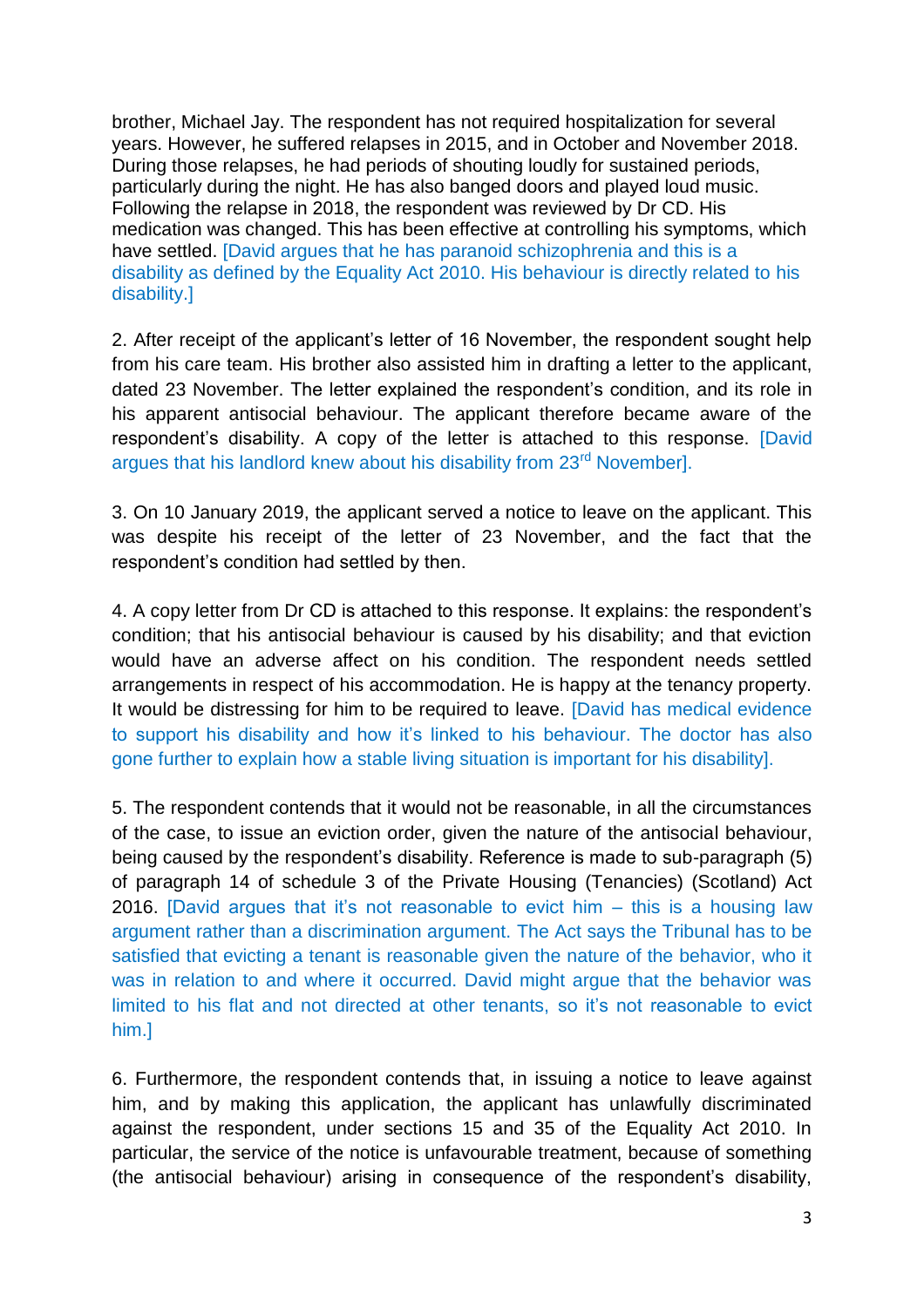brother, Michael Jay. The respondent has not required hospitalization for several years. However, he suffered relapses in 2015, and in October and November 2018. During those relapses, he had periods of shouting loudly for sustained periods, particularly during the night. He has also banged doors and played loud music. Following the relapse in 2018, the respondent was reviewed by Dr CD. His medication was changed. This has been effective at controlling his symptoms, which have settled. [David argues that he has paranoid schizophrenia and this is a disability as defined by the Equality Act 2010. His behaviour is directly related to his disability.]

2. After receipt of the applicant's letter of 16 November, the respondent sought help from his care team. His brother also assisted him in drafting a letter to the applicant, dated 23 November. The letter explained the respondent's condition, and its role in his apparent antisocial behaviour. The applicant therefore became aware of the respondent's disability. A copy of the letter is attached to this response. [David argues that his landlord knew about his disability from 23rd November].

3. On 10 January 2019, the applicant served a notice to leave on the applicant. This was despite his receipt of the letter of 23 November, and the fact that the respondent's condition had settled by then.

4. A copy letter from Dr CD is attached to this response. It explains: the respondent's condition; that his antisocial behaviour is caused by his disability; and that eviction would have an adverse affect on his condition. The respondent needs settled arrangements in respect of his accommodation. He is happy at the tenancy property. It would be distressing for him to be required to leave. [David has medical evidence to support his disability and how it's linked to his behaviour. The doctor has also gone further to explain how a stable living situation is important for his disability].

5. The respondent contends that it would not be reasonable, in all the circumstances of the case, to issue an eviction order, given the nature of the antisocial behaviour, being caused by the respondent's disability. Reference is made to sub-paragraph (5) of paragraph 14 of schedule 3 of the Private Housing (Tenancies) (Scotland) Act 2016. [David argues that it's not reasonable to evict him – this is a housing law argument rather than a discrimination argument. The Act says the Tribunal has to be satisfied that evicting a tenant is reasonable given the nature of the behavior, who it was in relation to and where it occurred. David might argue that the behavior was limited to his flat and not directed at other tenants, so it's not reasonable to evict him.]

6. Furthermore, the respondent contends that, in issuing a notice to leave against him, and by making this application, the applicant has unlawfully discriminated against the respondent, under sections 15 and 35 of the Equality Act 2010. In particular, the service of the notice is unfavourable treatment, because of something (the antisocial behaviour) arising in consequence of the respondent's disability,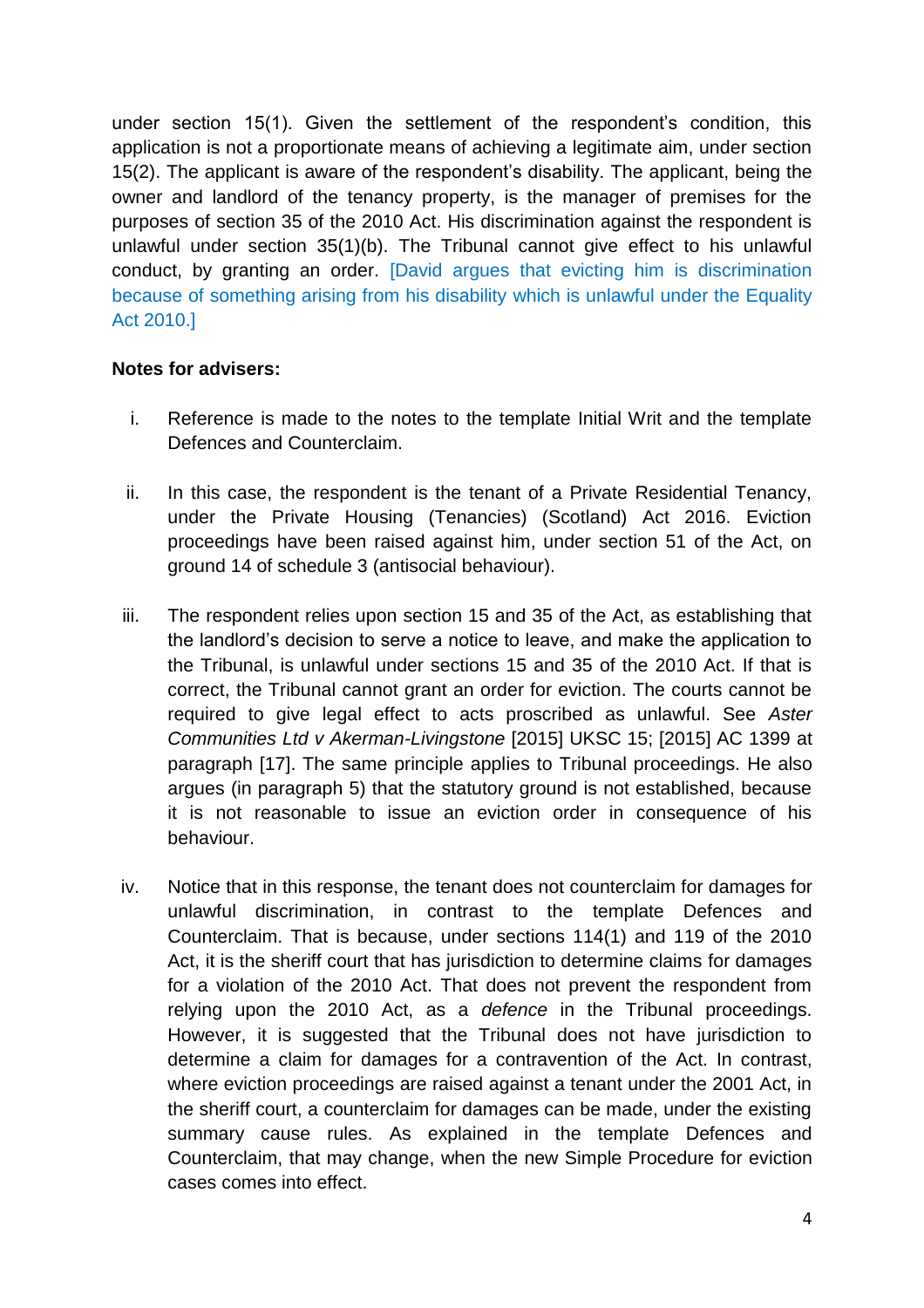under section 15(1). Given the settlement of the respondent's condition, this application is not a proportionate means of achieving a legitimate aim, under section 15(2). The applicant is aware of the respondent's disability. The applicant, being the owner and landlord of the tenancy property, is the manager of premises for the purposes of section 35 of the 2010 Act. His discrimination against the respondent is unlawful under section 35(1)(b). The Tribunal cannot give effect to his unlawful conduct, by granting an order. [David argues that evicting him is discrimination because of something arising from his disability which is unlawful under the Equality Act 2010.]

**Notes for advisers:**

i. Reference is made to the notes to the template Initial Writ and the template Defences and Counterclaim.

ii. In this case, the respondent is the tenant of a Private Residential Tenancy, under the Private Housing (Tenancies) (Scotland) Act 2016. Eviction proceedings have been raised against him, under section 51 of the Act, on ground 14 of schedule 3 (antisocial behaviour).

iii. The respondent relies upon section 15 and 35 of the Act, as establishing that the landlord's decision to serve a notice to leave, and make the application to the Tribunal, is unlawful under sections 15 and 35 of the 2010 Act. If that is correct, the Tribunal cannot grant an order for eviction. The courts cannot be required to give legal effect to acts proscribed as unlawful. See *Aster Communities Ltd v Akerman-Livingstone* [2015] UKSC 15; [2015] AC 1399 at paragraph [17]. The same principle applies to Tribunal proceedings. He also argues (in paragraph 5) that the statutory ground is not established, because it is not reasonable to issue an eviction order in consequence of his behaviour.

iv. Notice that in this response, the tenant does not counterclaim for damages for unlawful discrimination, in contrast to the template Defences and Counterclaim. That is because, under sections 114(1) and 119 of the 2010 Act, it is the sheriff court that has jurisdiction to determine claims for damages for a violation of the 2010 Act. That does not prevent the respondent from relying upon the 2010 Act, as a *defence* in the Tribunal proceedings. However, it is suggested that the Tribunal does not have jurisdiction to determine a claim for damages for a contravention of the Act. In contrast, where eviction proceedings are raised against a tenant under the 2001 Act, in the sheriff court, a counterclaim for damages can be made, under the existing summary cause rules. As explained in the template Defences and Counterclaim, that may change, when the new Simple Procedure for eviction cases comes into effect.